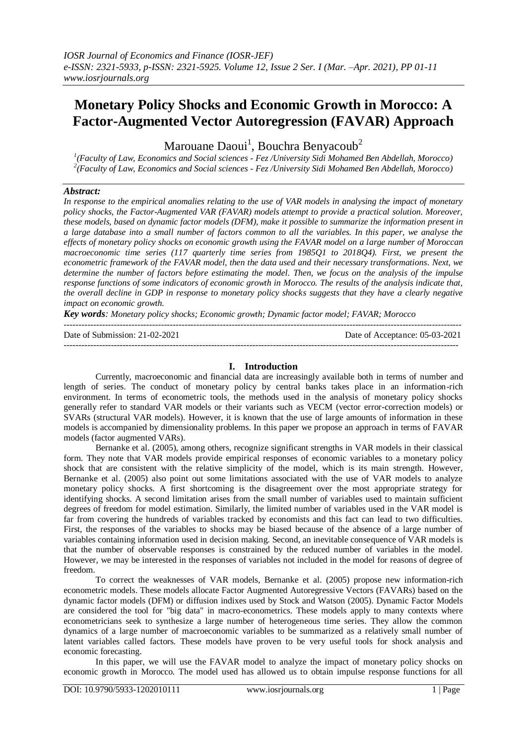# Monetary Policy Shocks and Economic Growth in Morocco: A Factor-Augmented Vector Autoregression (FAVAR) Approach

Marouane Daoui[1], Bouchra Benyacoub[2]

[1](Faculty of Law, Economics and Social sciences - Fez /University Sidi Mohamed Ben Abdellah, Morocco)
[2](Faculty of Law, Economics and Social sciences - Fez /University Sidi Mohamed Ben Abdellah, Morocco)

### *Abstract:*

*In response to the empirical anomalies relating to the use of VAR models in analysing the impact of monetary policy shocks, the Factor-Augmented VAR (FAVAR) models attempt to provide a practical solution. Moreover, these models, based on dynamic factor models (DFM), make it possible to summarize the information present in a large database into a small number of factors common to all the variables. In this paper, we analyse the effects of monetary policy shocks on economic growth using the FAVAR model on a large number of Moroccan macroeconomic time series (117 quarterly time series from 1985Q1 to 2018Q4). First, we present the econometric framework of the FAVAR model, then the data used and their necessary transformations. Next, we determine the number of factors before estimating the model. Then, we focus on the analysis of the impulse response functions of some indicators of economic growth in Morocco. The results of the analysis indicate that, the overall decline in GDP in response to monetary policy shocks suggests that they have a clearly negative impact on economic growth.*

***Key words****: Monetary policy shocks; Economic growth; Dynamic factor model; FAVAR; Morocco*

---

Date of Submission: 21-02-2021 Date of Acceptance: 05-03-2021

---

## I. Introduction

Currently, macroeconomic and financial data are increasingly available both in terms of number and length of series. The conduct of monetary policy by central banks takes place in an information-rich environment. In terms of econometric tools, the methods used in the analysis of monetary policy shocks generally refer to standard VAR models or their variants such as VECM (vector error-correction models) or SVARs (structural VAR models). However, it is known that the use of large amounts of information in these models is accompanied by dimensionality problems. In this paper we propose an approach in terms of FAVAR models (factor augmented VARs).

Bernanke et al. (2005), among others, recognize significant strengths in VAR models in their classical form. They note that VAR models provide empirical responses of economic variables to a monetary policy shock that are consistent with the relative simplicity of the model, which is its main strength. However, Bernanke et al. (2005) also point out some limitations associated with the use of VAR models to analyze monetary policy shocks. A first shortcoming is the disagreement over the most appropriate strategy for identifying shocks. A second limitation arises from the small number of variables used to maintain sufficient degrees of freedom for model estimation. Similarly, the limited number of variables used in the VAR model is far from covering the hundreds of variables tracked by economists and this fact can lead to two difficulties. First, the responses of the variables to shocks may be biased because of the absence of a large number of variables containing information used in decision making. Second, an inevitable consequence of VAR models is that the number of observable responses is constrained by the reduced number of variables in the model. However, we may be interested in the responses of variables not included in the model for reasons of degree of freedom.

To correct the weaknesses of VAR models, Bernanke et al. (2005) propose new information-rich econometric models. These models allocate Factor Augmented Autoregressive Vectors (FAVARs) based on the dynamic factor models (DFM) or diffusion indixes used by Stock and Watson (2005). Dynamic Factor Models are considered the tool for "big data" in macro-econometrics. These models apply to many contexts where econometricians seek to synthesize a large number of heterogeneous time series. They allow the common dynamics of a large number of macroeconomic variables to be summarized as a relatively small number of latent variables called factors. These models have proven to be very useful tools for shock analysis and economic forecasting.

In this paper, we will use the FAVAR model to analyze the impact of monetary policy shocks on economic growth in Morocco. The model used has allowed us to obtain impulse response functions for all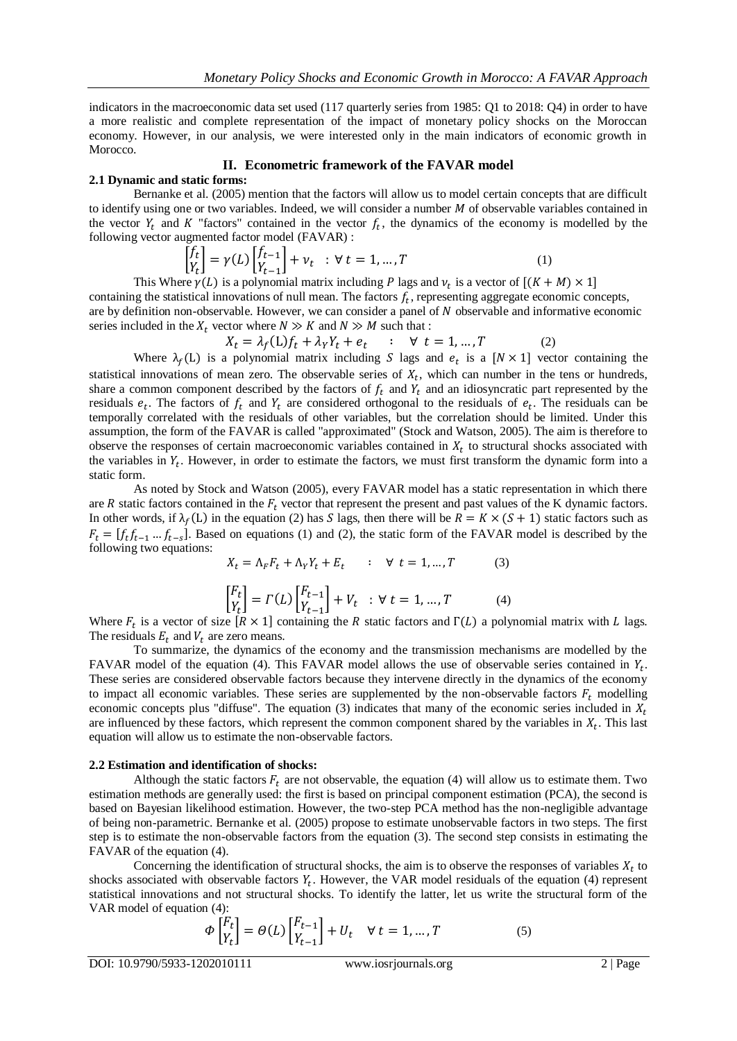indicators in the macroeconomic data set used (117 quarterly series from 1985: Q1 to 2018: Q4) in order to have a more realistic and complete representation of the impact of monetary policy shocks on the Moroccan economy. However, in our analysis, we were interested only in the main indicators of economic growth in Morocco.

## II. Econometric framework of the FAVAR model

### 2.1 Dynamic and static forms:

Bernanke et al. (2005) mention that the factors will allow us to model certain concepts that are difficult to identify using one or two variables. Indeed, we will consider a number $M$ of observable variables contained in the vector $Y_t$ and $K$ "factors" contained in the vector $f_t$, the dynamics of the economy is modelled by the following vector augmented factor model (FAVAR) :

$$\begin{bmatrix} f_t \\ Y_t \end{bmatrix} = \gamma(L) \begin{bmatrix} f_{t-1} \\ Y_{t-1} \end{bmatrix} + v_t \quad : \forall \, t = 1, \dots, T \tag{1}$$

This Where $\gamma(L)$ is a polynomial matrix including $P$ lags and $v_t$ is a vector of $[(K + M) \times 1]$ containing the statistical innovations of null mean. The factors $f_t$, representing aggregate economic concepts, are by definition non-observable. However, we can consider a panel of $N$ observable and informative economic series included in the $X_t$ vector where $N \gg K$ and $N \gg M$ such that :

$$X_t = \lambda_f(\mathrm{L}) f_t + \lambda_Y Y_t + e_t \quad : \quad \forall \, t = 1, \dots, T \tag{2}$$

Where $\lambda_f(\mathrm{L})$ is a polynomial matrix including $S$ lags and $e_t$ is a $[N \times 1]$ vector containing the statistical innovations of mean zero. The observable series of $X_t$, which can number in the tens or hundreds, share a common component described by the factors of $f_t$ and $Y_t$ and an idiosyncratic part represented by the residuals $e_t$. The factors of $f_t$ and $Y_t$ are considered orthogonal to the residuals of $e_t$. The residuals can be temporally correlated with the residuals of other variables, but the correlation should be limited. Under this assumption, the form of the FAVAR is called "approximated" (Stock and Watson, 2005). The aim is therefore to observe the responses of certain macroeconomic variables contained in $X_t$ to structural shocks associated with the variables in $Y_t$. However, in order to estimate the factors, we must first transform the dynamic form into a static form.

As noted by Stock and Watson (2005), every FAVAR model has a static representation in which there are $R$ static factors contained in the $F_t$ vector that represent the present and past values of the K dynamic factors. In other words, if $\lambda_f(\mathrm{L})$ in the equation (2) has $S$ lags, then there will be $R = K \times (S + 1)$ static factors such as $F_t = [f_t f_{t-1} \dots f_{t-s}]$. Based on equations (1) and (2), the static form of the FAVAR model is described by the following two equations:

$$X_t = \Lambda_F F_t + \Lambda_Y Y_t + E_t \quad : \quad \forall \, t = 1, \dots, T \tag{3}$$

$$\begin{bmatrix} F_t \\ Y_t \end{bmatrix} = \Gamma(L) \begin{bmatrix} F_{t-1} \\ Y_{t-1} \end{bmatrix} + V_t \quad : \forall \, t = 1, \dots, T \tag{4}$$

Where $F_t$ is a vector of size $[R \times 1]$ containing the $R$ static factors and $\Gamma(L)$ a polynomial matrix with $L$ lags. The residuals $E_t$ and $V_t$ are zero means.

To summarize, the dynamics of the economy and the transmission mechanisms are modelled by the FAVAR model of the equation (4). This FAVAR model allows the use of observable series contained in $Y_t$. These series are considered observable factors because they intervene directly in the dynamics of the economy to impact all economic variables. These series are supplemented by the non-observable factors $F_t$ modelling economic concepts plus "diffuse". The equation (3) indicates that many of the economic series included in $X_t$ are influenced by these factors, which represent the common component shared by the variables in $X_t$. This last equation will allow us to estimate the non-observable factors.

### 2.2 Estimation and identification of shocks:

Although the static factors $F_t$ are not observable, the equation (4) will allow us to estimate them. Two estimation methods are generally used: the first is based on principal component estimation (PCA), the second is based on Bayesian likelihood estimation. However, the two-step PCA method has the non-negligible advantage of being non-parametric. Bernanke et al. (2005) propose to estimate unobservable factors in two steps. The first step is to estimate the non-observable factors from the equation (3). The second step consists in estimating the FAVAR of the equation (4).

Concerning the identification of structural shocks, the aim is to observe the responses of variables $X_t$ to shocks associated with observable factors $Y_t$. However, the VAR model residuals of the equation (4) represent statistical innovations and not structural shocks. To identify the latter, let us write the structural form of the VAR model of equation (4):

$$\Phi \begin{bmatrix} F_t \\ Y_t \end{bmatrix} = \Theta(L) \begin{bmatrix} F_{t-1} \\ Y_{t-1} \end{bmatrix} + U_t \quad \forall \, t = 1, \dots, T \tag{5}$$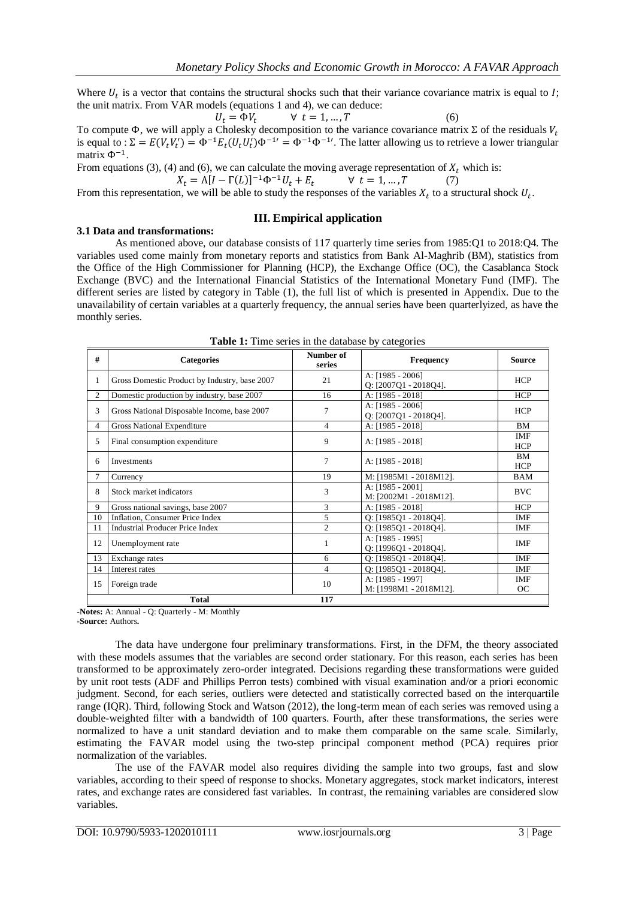Where $U_t$ is a vector that contains the structural shocks such that their variance covariance matrix is equal to $I$; the unit matrix. From VAR models (equations 1 and 4), we can deduce:

$$U_t = \Phi V_t \qquad \forall\ t = 1, \dots, T \tag{6}$$

To compute $\Phi$, we will apply a Cholesky decomposition to the variance covariance matrix $\Sigma$ of the residuals $V_t$ is equal to : $\Sigma = E(V_t V_t') = \Phi^{-1} E_t(U_t U_t') \Phi^{-1\prime} = \Phi^{-1}\Phi^{-1\prime}$. The latter allowing us to retrieve a lower triangular matrix $\Phi^{-1}$.

From equations (3), (4) and (6), we can calculate the moving average representation of $X_t$ which is:

$$X_t = \Lambda[I - \Gamma(L)]^{-1}\Phi^{-1}U_t + E_t \qquad \forall\ t = 1, \dots, T \tag{7}$$

From this representation, we will be able to study the responses of the variables $X_t$ to a structural shock $U_t$.

## III. Empirical application

### 3.1 Data and transformations:

As mentioned above, our database consists of 117 quarterly time series from 1985:Q1 to 2018:Q4. The variables used come mainly from monetary reports and statistics from Bank Al-Maghrib (BM), statistics from the Office of the High Commissioner for Planning (HCP), the Exchange Office (OC), the Casablanca Stock Exchange (BVC) and the International Financial Statistics of the International Monetary Fund (IMF). The different series are listed by category in Table (1), the full list of which is presented in Appendix. Due to the unavailability of certain variables at a quarterly frequency, the annual series have been quarterlyized, as have the monthly series.

**Table 1:** Time series in the database by categories

| # | Categories | Number of series | Frequency | Source |
|---|---|---|---|---|
| 1 | Gross Domestic Product by Industry, base 2007 | 21 | A: [1985 - 2006] Q: [2007Q1 - 2018Q4]. | HCP |
| 2 | Domestic production by industry, base 2007 | 16 | A: [1985 - 2018] | HCP |
| 3 | Gross National Disposable Income, base 2007 | 7 | A: [1985 - 2006] Q: [2007Q1 - 2018Q4]. | HCP |
| 4 | Gross National Expenditure | 4 | A: [1985 - 2018] | BM |
| 5 | Final consumption expenditure | 9 | A: [1985 - 2018] | IMF HCP |
| 6 | Investments | 7 | A: [1985 - 2018] | BM HCP |
| 7 | Currency | 19 | M: [1985M1 - 2018M12]. | BAM |
| 8 | Stock market indicators | 3 | A: [1985 - 2001] M: [2002M1 - 2018M12]. | BVC |
| 9 | Gross national savings, base 2007 | 3 | A: [1985 - 2018] | HCP |
| 10 | Inflation, Consumer Price Index | 5 | Q: [1985Q1 - 2018Q4]. | IMF |
| 11 | Industrial Producer Price Index | 2 | Q: [1985Q1 - 2018Q4]. | IMF |
| 12 | Unemployment rate | 1 | A: [1985 - 1995] Q: [1996Q1 - 2018Q4]. | IMF |
| 13 | Exchange rates | 6 | Q: [1985Q1 - 2018Q4]. | IMF |
| 14 | Interest rates | 4 | Q: [1985Q1 - 2018Q4]. | IMF |
| 15 | Foreign trade | 10 | A: [1985 - 1997] M: [1998M1 - 2018M12]. | IMF OC |
| | **Total** | **117** | | |

**-Notes:** A: Annual - Q: Quarterly - M: Monthly

**-Source:** Authors**.**

The data have undergone four preliminary transformations. First, in the DFM, the theory associated with these models assumes that the variables are second order stationary. For this reason, each series has been transformed to be approximately zero-order integrated. Decisions regarding these transformations were guided by unit root tests (ADF and Phillips Perron tests) combined with visual examination and/or a priori economic judgment. Second, for each series, outliers were detected and statistically corrected based on the interquartile range (IQR). Third, following Stock and Watson (2012), the long-term mean of each series was removed using a double-weighted filter with a bandwidth of 100 quarters. Fourth, after these transformations, the series were normalized to have a unit standard deviation and to make them comparable on the same scale. Similarly, estimating the FAVAR model using the two-step principal component method (PCA) requires prior normalization of the variables.

The use of the FAVAR model also requires dividing the sample into two groups, fast and slow variables, according to their speed of response to shocks. Monetary aggregates, stock market indicators, interest rates, and exchange rates are considered fast variables. In contrast, the remaining variables are considered slow variables.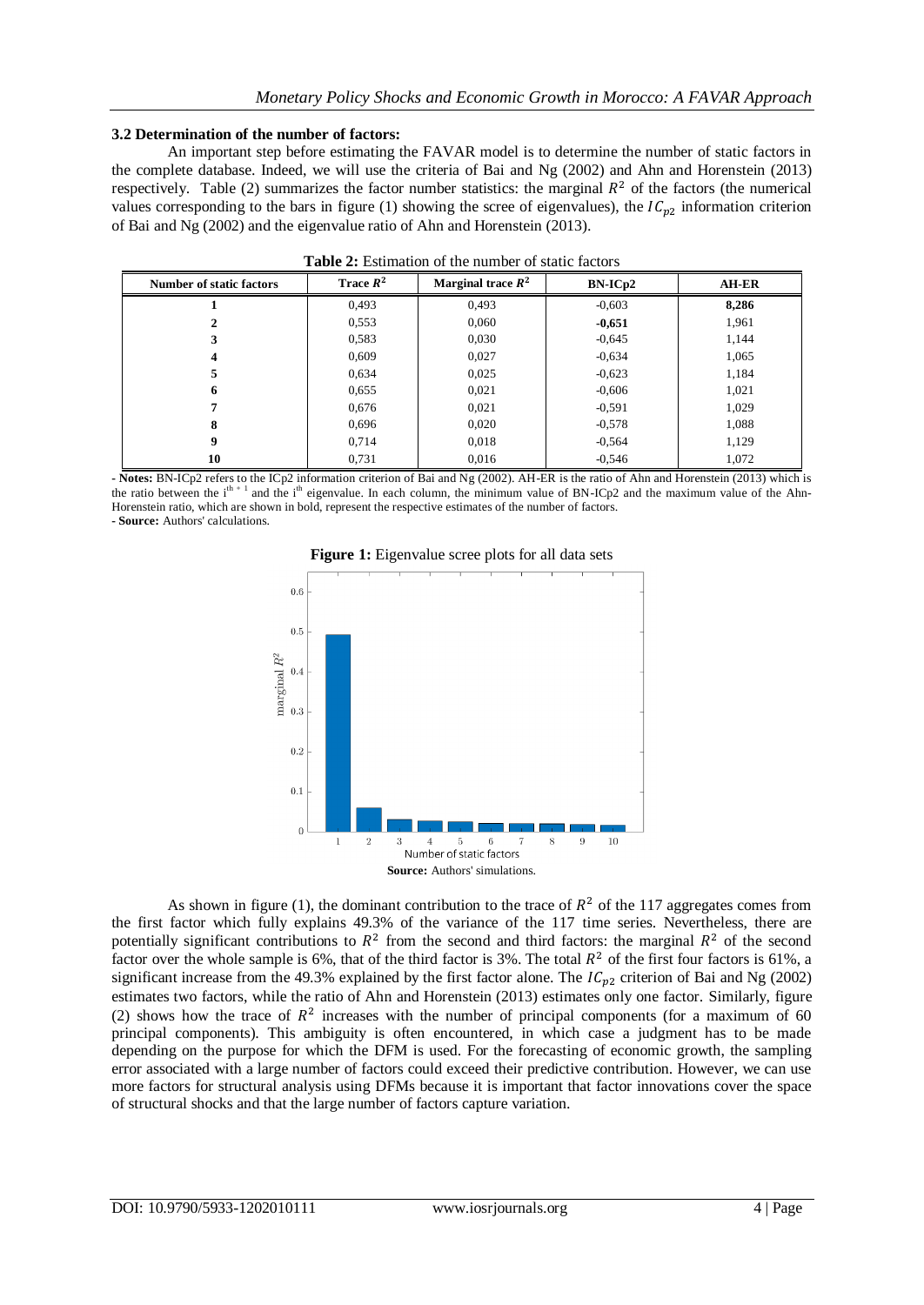### 3.2 Determination of the number of factors:

An important step before estimating the FAVAR model is to determine the number of static factors in the complete database. Indeed, we will use the criteria of Bai and Ng (2002) and Ahn and Horenstein (2013) respectively. Table (2) summarizes the factor number statistics: the marginal $R^2$ of the factors (the numerical values corresponding to the bars in figure (1) showing the scree of eigenvalues), the $IC_{p2}$ information criterion of Bai and Ng (2002) and the eigenvalue ratio of Ahn and Horenstein (2013).

**Table 2:** Estimation of the number of static factors

| Number of static factors | Trace $R^2$ | Marginal trace $R^2$ | BN-ICp2 | AH-ER |
|---|---|---|---|---|
| 1 | 0,493 | 0,493 | -0,603 | **8,286** |
| 2 | 0,553 | 0,060 | **-0,651** | 1,961 |
| 3 | 0,583 | 0,030 | -0,645 | 1,144 |
| 4 | 0,609 | 0,027 | -0,634 | 1,065 |
| 5 | 0,634 | 0,025 | -0,623 | 1,184 |
| 6 | 0,655 | 0,021 | -0,606 | 1,021 |
| 7 | 0,676 | 0,021 | -0,591 | 1,029 |
| 8 | 0,696 | 0,020 | -0,578 | 1,088 |
| 9 | 0,714 | 0,018 | -0,564 | 1,129 |
| 10 | 0,731 | 0,016 | -0,546 | 1,072 |

**- Notes:** BN-ICp2 refers to the ICp2 information criterion of Bai and Ng (2002). AH-ER is the ratio of Ahn and Horenstein (2013) which is the ratio between the $i^{th+1}$ and the $i^{th}$ eigenvalue. In each column, the minimum value of BN-ICp2 and the maximum value of the Ahn-Horenstein ratio, which are shown in bold, represent the respective estimates of the number of factors.
**- Source:** Authors' calculations.

**Figure 1:** Eigenvalue scree plots for all data sets

**Source:** Authors' simulations.

As shown in figure (1), the dominant contribution to the trace of $R^2$ of the 117 aggregates comes from the first factor which fully explains 49.3% of the variance of the 117 time series. Nevertheless, there are potentially significant contributions to $R^2$ from the second and third factors: the marginal $R^2$ of the second factor over the whole sample is 6%, that of the third factor is 3%. The total $R^2$ of the first four factors is 61%, a significant increase from the 49.3% explained by the first factor alone. The $IC_{p2}$ criterion of Bai and Ng (2002) estimates two factors, while the ratio of Ahn and Horenstein (2013) estimates only one factor. Similarly, figure (2) shows how the trace of $R^2$ increases with the number of principal components (for a maximum of 60 principal components). This ambiguity is often encountered, in which case a judgment has to be made depending on the purpose for which the DFM is used. For the forecasting of economic growth, the sampling error associated with a large number of factors could exceed their predictive contribution. However, we can use more factors for structural analysis using DFMs because it is important that factor innovations cover the space of structural shocks and that the large number of factors capture variation.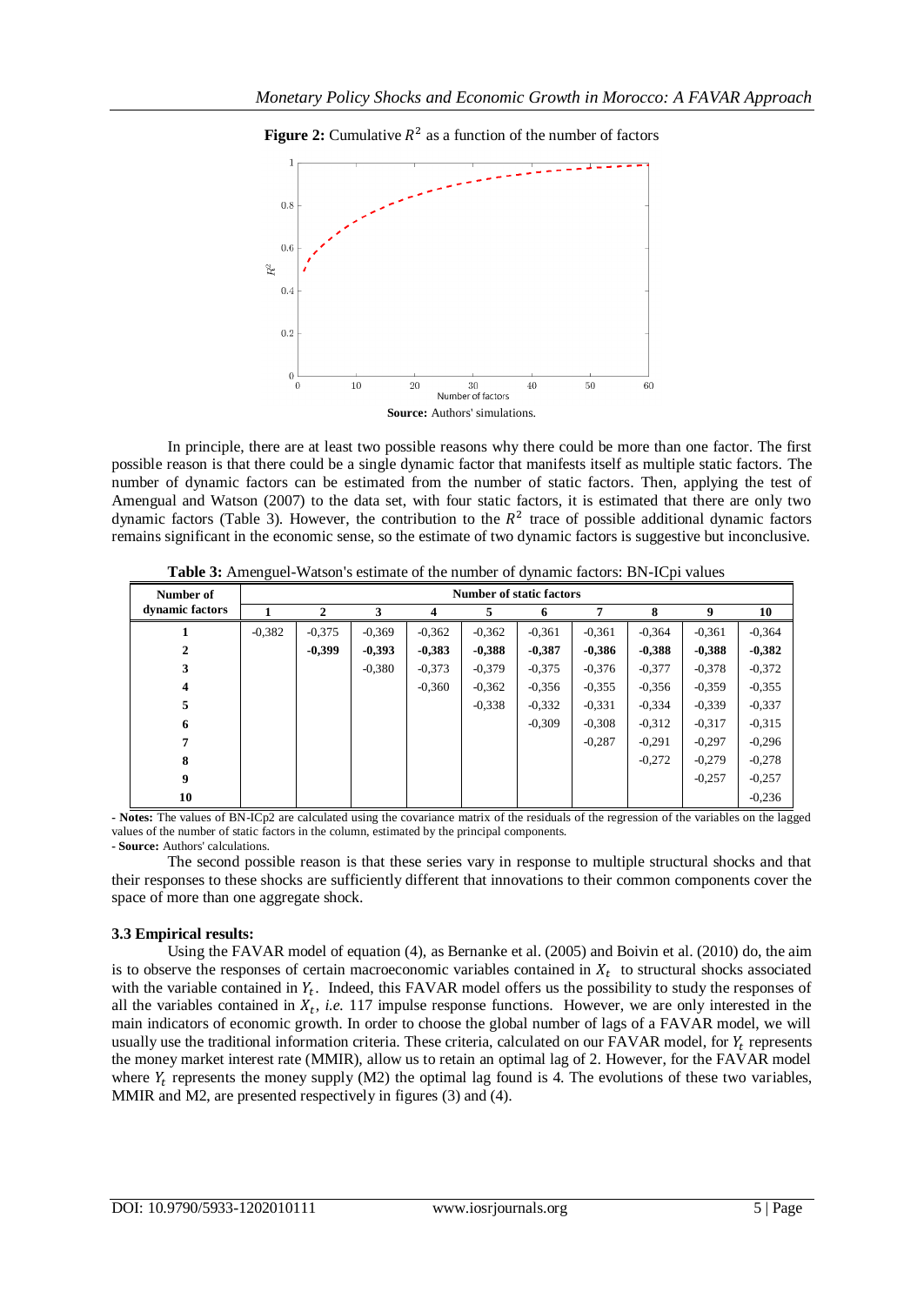**Figure 2:** Cumulative $R^2$ as a function of the number of factors

**Source:** Authors' simulations.

In principle, there are at least two possible reasons why there could be more than one factor. The first possible reason is that there could be a single dynamic factor that manifests itself as multiple static factors. The number of dynamic factors can be estimated from the number of static factors. Then, applying the test of Amengual and Watson (2007) to the data set, with four static factors, it is estimated that there are only two dynamic factors (Table 3). However, the contribution to the $R^2$ trace of possible additional dynamic factors remains significant in the economic sense, so the estimate of two dynamic factors is suggestive but inconclusive.

**Table 3:** Amenguel-Watson's estimate of the number of dynamic factors: BN-ICpi values

| Number of dynamic factors | Number of static factors | | | | | | | | | |
|---|---|---|---|---|---|---|---|---|---|---|
| | 1 | 2 | 3 | 4 | 5 | 6 | 7 | 8 | 9 | 10 |
| 1 | -0,382 | -0,375 | -0,369 | -0,362 | -0,362 | -0,361 | -0,361 | -0,364 | -0,361 | -0,364 |
| 2 | | **-0,399** | **-0,393** | **-0,383** | **-0,388** | **-0,387** | **-0,386** | **-0,388** | **-0,388** | **-0,382** |
| 3 | | | -0,380 | -0,373 | -0,379 | -0,375 | -0,376 | -0,377 | -0,378 | -0,372 |
| 4 | | | | -0,360 | -0,362 | -0,356 | -0,355 | -0,356 | -0,359 | -0,355 |
| 5 | | | | | -0,338 | -0,332 | -0,331 | -0,334 | -0,339 | -0,337 |
| 6 | | | | | | -0,309 | -0,308 | -0,312 | -0,317 | -0,315 |
| 7 | | | | | | | -0,287 | -0,291 | -0,297 | -0,296 |
| 8 | | | | | | | | -0,272 | -0,279 | -0,278 |
| 9 | | | | | | | | | -0,257 | -0,257 |
| 10 | | | | | | | | | | -0,236 |

**- Notes:** The values of BN-ICp2 are calculated using the covariance matrix of the residuals of the regression of the variables on the lagged values of the number of static factors in the column, estimated by the principal components.
**- Source:** Authors' calculations.

The second possible reason is that these series vary in response to multiple structural shocks and that their responses to these shocks are sufficiently different that innovations to their common components cover the space of more than one aggregate shock.

### 3.3 Empirical results:

Using the FAVAR model of equation (4), as Bernanke et al. (2005) and Boivin et al. (2010) do, the aim is to observe the responses of certain macroeconomic variables contained in $X_t$ to structural shocks associated with the variable contained in $Y_t$. Indeed, this FAVAR model offers us the possibility to study the responses of all the variables contained in $X_t$, *i.e.* 117 impulse response functions. However, we are only interested in the main indicators of economic growth. In order to choose the global number of lags of a FAVAR model, we will usually use the traditional information criteria. These criteria, calculated on our FAVAR model, for $Y_t$ represents the money market interest rate (MMIR), allow us to retain an optimal lag of 2. However, for the FAVAR model where $Y_t$ represents the money supply (M2) the optimal lag found is 4. The evolutions of these two variables, MMIR and M2, are presented respectively in figures (3) and (4).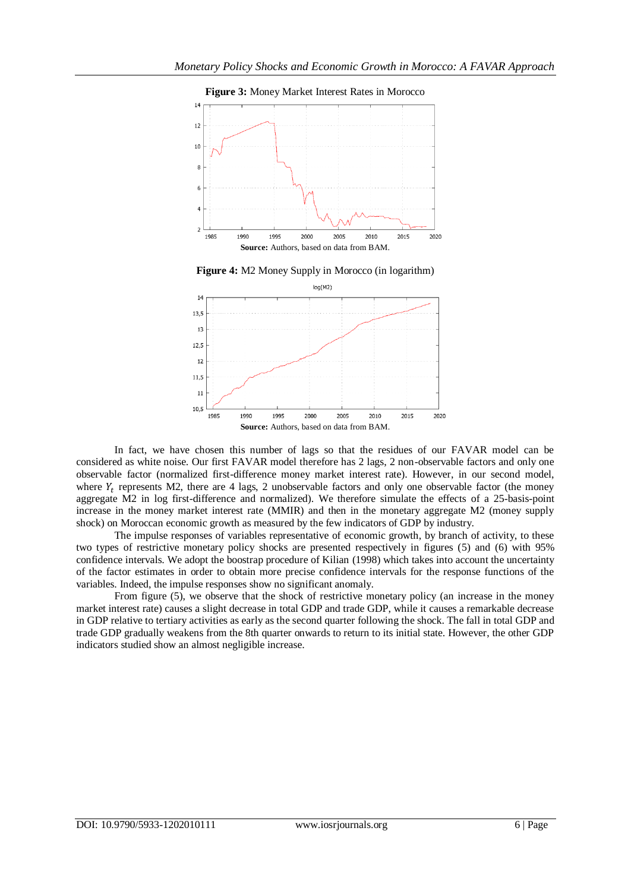**Figure 3:** Money Market Interest Rates in Morocco

**Source:** Authors, based on data from BAM.

**Figure 4:** M2 Money Supply in Morocco (in logarithm)

**Source:** Authors, based on data from BAM.

In fact, we have chosen this number of lags so that the residues of our FAVAR model can be considered as white noise. Our first FAVAR model therefore has 2 lags, 2 non-observable factors and only one observable factor (normalized first-difference money market interest rate). However, in our second model, where $Y_t$ represents M2, there are 4 lags, 2 unobservable factors and only one observable factor (the money aggregate M2 in log first-difference and normalized). We therefore simulate the effects of a 25-basis-point increase in the money market interest rate (MMIR) and then in the monetary aggregate M2 (money supply shock) on Moroccan economic growth as measured by the few indicators of GDP by industry.

The impulse responses of variables representative of economic growth, by branch of activity, to these two types of restrictive monetary policy shocks are presented respectively in figures (5) and (6) with 95% confidence intervals. We adopt the boostrap procedure of Kilian (1998) which takes into account the uncertainty of the factor estimates in order to obtain more precise confidence intervals for the response functions of the variables. Indeed, the impulse responses show no significant anomaly.

From figure (5), we observe that the shock of restrictive monetary policy (an increase in the money market interest rate) causes a slight decrease in total GDP and trade GDP, while it causes a remarkable decrease in GDP relative to tertiary activities as early as the second quarter following the shock. The fall in total GDP and trade GDP gradually weakens from the 8th quarter onwards to return to its initial state. However, the other GDP indicators studied show an almost negligible increase.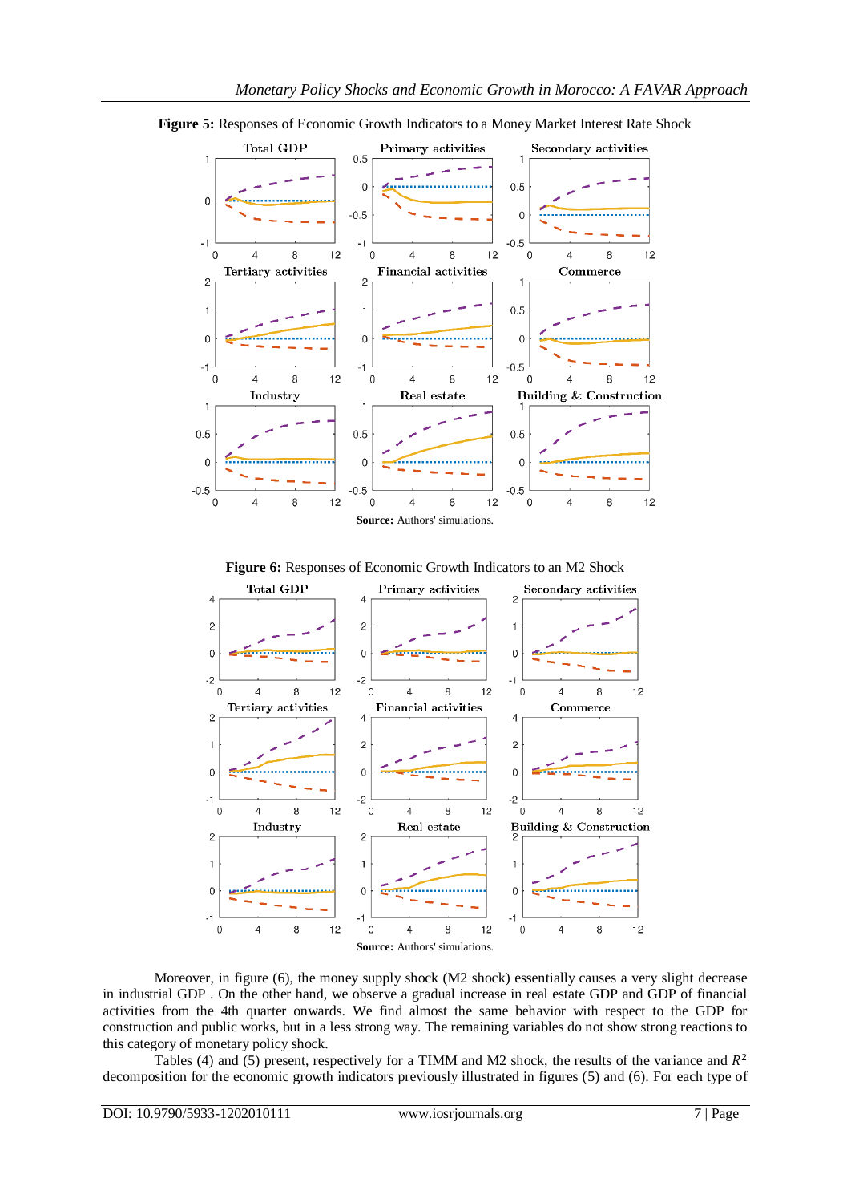**Figure 5:** Responses of Economic Growth Indicators to a Money Market Interest Rate Shock

**Source:** Authors' simulations.

**Figure 6:** Responses of Economic Growth Indicators to an M2 Shock

**Source:** Authors' simulations.

Moreover, in figure (6), the money supply shock (M2 shock) essentially causes a very slight decrease in industrial GDP . On the other hand, we observe a gradual increase in real estate GDP and GDP of financial activities from the 4th quarter onwards. We find almost the same behavior with respect to the GDP for construction and public works, but in a less strong way. The remaining variables do not show strong reactions to this category of monetary policy shock.

Tables (4) and (5) present, respectively for a TIMM and M2 shock, the results of the variance and $R^2$ decomposition for the economic growth indicators previously illustrated in figures (5) and (6). For each type of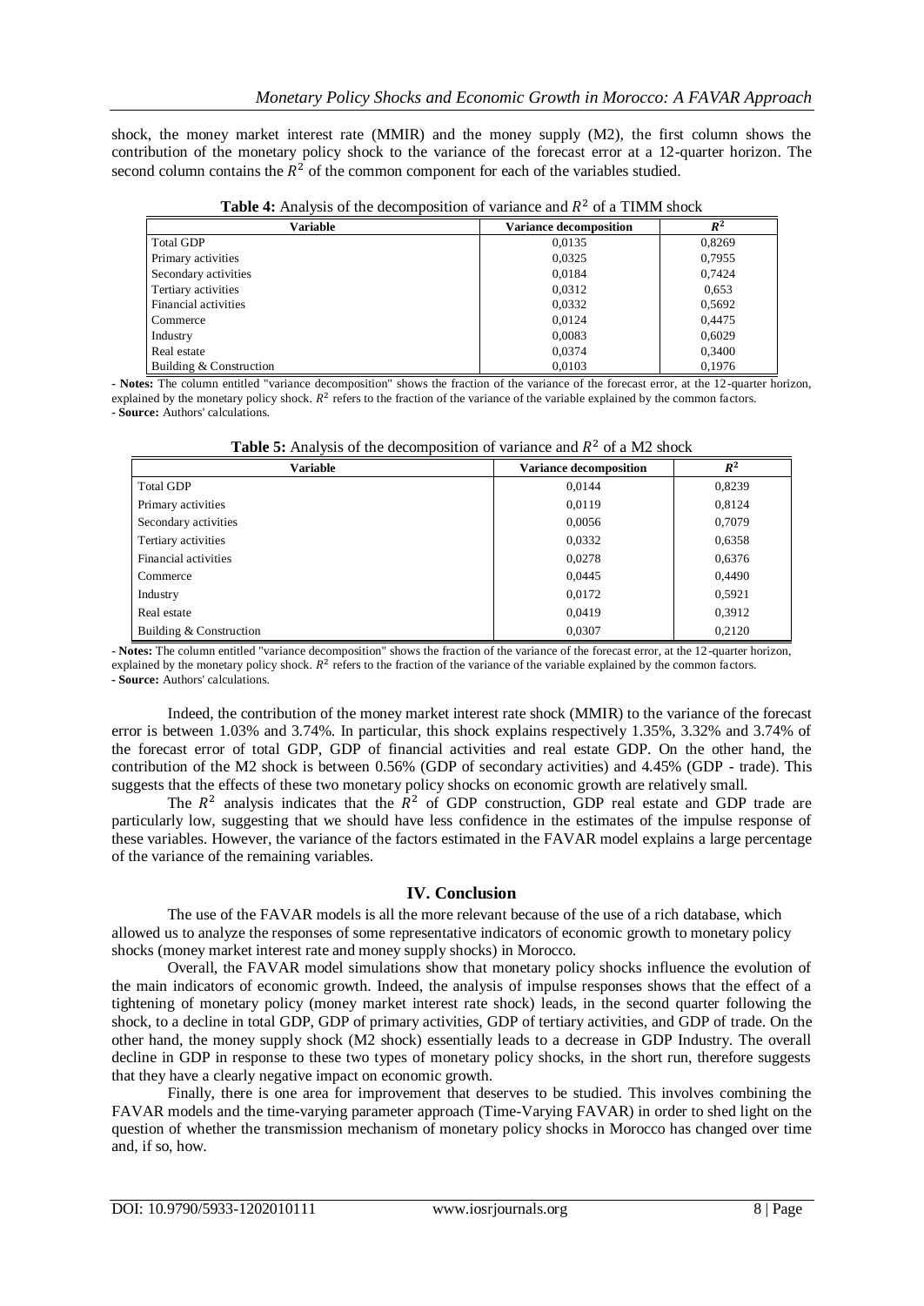shock, the money market interest rate (MMIR) and the money supply (M2), the first column shows the contribution of the monetary policy shock to the variance of the forecast error at a 12-quarter horizon. The second column contains the $R^2$ of the common component for each of the variables studied.

**Table 4:** Analysis of the decomposition of variance and $R^2$ of a TIMM shock

| Variable | Variance decomposition | $R^2$ |
|---|---|---|
| Total GDP | 0,0135 | 0,8269 |
| Primary activities | 0,0325 | 0,7955 |
| Secondary activities | 0,0184 | 0,7424 |
| Tertiary activities | 0,0312 | 0,653 |
| Financial activities | 0,0332 | 0,5692 |
| Commerce | 0,0124 | 0,4475 |
| Industry | 0,0083 | 0,6029 |
| Real estate | 0,0374 | 0,3400 |
| Building & Construction | 0,0103 | 0,1976 |

**- Notes:** The column entitled "variance decomposition" shows the fraction of the variance of the forecast error, at the 12-quarter horizon, explained by the monetary policy shock. $R^2$ refers to the fraction of the variance of the variable explained by the common factors.
**- Source:** Authors' calculations.

**Table 5:** Analysis of the decomposition of variance and $R^2$ of a M2 shock

| Variable | Variance decomposition | $R^2$ |
|---|---|---|
| Total GDP | 0,0144 | 0,8239 |
| Primary activities | 0,0119 | 0,8124 |
| Secondary activities | 0,0056 | 0,7079 |
| Tertiary activities | 0,0332 | 0,6358 |
| Financial activities | 0,0278 | 0,6376 |
| Commerce | 0,0445 | 0,4490 |
| Industry | 0,0172 | 0,5921 |
| Real estate | 0,0419 | 0,3912 |
| Building & Construction | 0,0307 | 0,2120 |

**- Notes:** The column entitled "variance decomposition" shows the fraction of the variance of the forecast error, at the 12-quarter horizon, explained by the monetary policy shock. $R^2$ refers to the fraction of the variance of the variable explained by the common factors.
**- Source:** Authors' calculations.

Indeed, the contribution of the money market interest rate shock (MMIR) to the variance of the forecast error is between 1.03% and 3.74%. In particular, this shock explains respectively 1.35%, 3.32% and 3.74% of the forecast error of total GDP, GDP of financial activities and real estate GDP. On the other hand, the contribution of the M2 shock is between 0.56% (GDP of secondary activities) and 4.45% (GDP - trade). This suggests that the effects of these two monetary policy shocks on economic growth are relatively small.

The $R^2$ analysis indicates that the $R^2$ of GDP construction, GDP real estate and GDP trade are particularly low, suggesting that we should have less confidence in the estimates of the impulse response of these variables. However, the variance of the factors estimated in the FAVAR model explains a large percentage of the variance of the remaining variables.

## IV. Conclusion

The use of the FAVAR models is all the more relevant because of the use of a rich database, which allowed us to analyze the responses of some representative indicators of economic growth to monetary policy shocks (money market interest rate and money supply shocks) in Morocco.

Overall, the FAVAR model simulations show that monetary policy shocks influence the evolution of the main indicators of economic growth. Indeed, the analysis of impulse responses shows that the effect of a tightening of monetary policy (money market interest rate shock) leads, in the second quarter following the shock, to a decline in total GDP, GDP of primary activities, GDP of tertiary activities, and GDP of trade. On the other hand, the money supply shock (M2 shock) essentially leads to a decrease in GDP Industry. The overall decline in GDP in response to these two types of monetary policy shocks, in the short run, therefore suggests that they have a clearly negative impact on economic growth.

Finally, there is one area for improvement that deserves to be studied. This involves combining the FAVAR models and the time-varying parameter approach (Time-Varying FAVAR) in order to shed light on the question of whether the transmission mechanism of monetary policy shocks in Morocco has changed over time and, if so, how.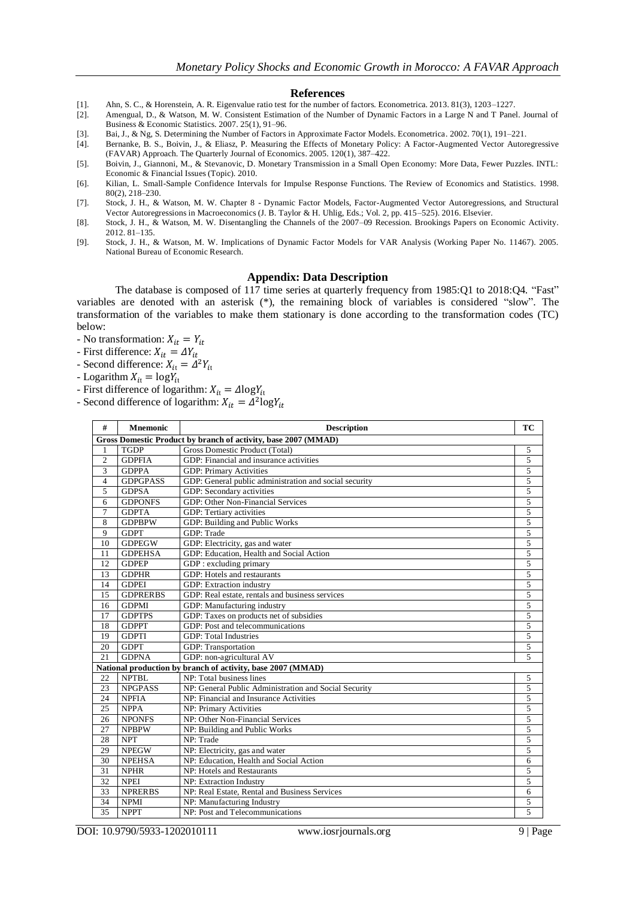## References

[1]. Ahn, S. C., & Horenstein, A. R. Eigenvalue ratio test for the number of factors. Econometrica. 2013. 81(3), 1203–1227.

[2]. Amengual, D., & Watson, M. W. Consistent Estimation of the Number of Dynamic Factors in a Large N and T Panel. Journal of Business & Economic Statistics. 2007. 25(1), 91–96.

[3]. Bai, J., & Ng, S. Determining the Number of Factors in Approximate Factor Models. Econometrica. 2002. 70(1), 191–221.

[4]. Bernanke, B. S., Boivin, J., & Eliasz, P. Measuring the Effects of Monetary Policy: A Factor-Augmented Vector Autoregressive (FAVAR) Approach. The Quarterly Journal of Economics. 2005. 120(1), 387–422.

[5]. Boivin, J., Giannoni, M., & Stevanovic, D. Monetary Transmission in a Small Open Economy: More Data, Fewer Puzzles. INTL: Economic & Financial Issues (Topic). 2010.

[6]. Kilian, L. Small-Sample Confidence Intervals for Impulse Response Functions. The Review of Economics and Statistics. 1998. 80(2), 218–230.

[7]. Stock, J. H., & Watson, M. W. Chapter 8 - Dynamic Factor Models, Factor-Augmented Vector Autoregressions, and Structural Vector Autoregressions in Macroeconomics (J. B. Taylor & H. Uhlig, Eds.; Vol. 2, pp. 415–525). 2016. Elsevier.

[8]. Stock, J. H., & Watson, M. W. Disentangling the Channels of the 2007–09 Recession. Brookings Papers on Economic Activity. 2012. 81–135.

[9]. Stock, J. H., & Watson, M. W. Implications of Dynamic Factor Models for VAR Analysis (Working Paper No. 11467). 2005. National Bureau of Economic Research.

## Appendix: Data Description

The database is composed of 117 time series at quarterly frequency from 1985:Q1 to 2018:Q4. "Fast" variables are denoted with an asterisk (*), the remaining block of variables is considered "slow". The transformation of the variables to make them stationary is done according to the transformation codes (TC) below:

- No transformation: $X_{it} = Y_{it}$
- First difference: $X_{it} = \Delta Y_{it}$
- Second difference: $X_{it} = \Delta^2 Y_{it}$
- Logarithm $X_{it} = \log Y_{it}$
- First difference of logarithm: $X_{it} = \Delta \log Y_{it}$
- Second difference of logarithm: $X_{it} = \Delta^2 \log Y_{it}$

| # | Mnemonic | Description | TC |
|---|---|---|---|
| **Gross Domestic Product by branch of activity, base 2007 (MMAD)** | | | |
| 1 | TGDP | Gross Domestic Product (Total) | 5 |
| 2 | GDPFIA | GDP: Financial and insurance activities | 5 |
| 3 | GDPPA | GDP: Primary Activities | 5 |
| 4 | GDPGPASS | GDP: General public administration and social security | 5 |
| 5 | GDPSA | GDP: Secondary activities | 5 |
| 6 | GDPONFS | GDP: Other Non-Financial Services | 5 |
| 7 | GDPTA | GDP: Tertiary activities | 5 |
| 8 | GDPBPW | GDP: Building and Public Works | 5 |
| 9 | GDPT | GDP: Trade | 5 |
| 10 | GDPEGW | GDP: Electricity, gas and water | 5 |
| 11 | GDPEHSA | GDP: Education, Health and Social Action | 5 |
| 12 | GDPEP | GDP : excluding primary | 5 |
| 13 | GDPHR | GDP: Hotels and restaurants | 5 |
| 14 | GDPEI | GDP: Extraction industry | 5 |
| 15 | GDPRERBS | GDP: Real estate, rentals and business services | 5 |
| 16 | GDPMI | GDP: Manufacturing industry | 5 |
| 17 | GDPTPS | GDP: Taxes on products net of subsidies | 5 |
| 18 | GDPPT | GDP: Post and telecommunications | 5 |
| 19 | GDPTI | GDP: Total Industries | 5 |
| 20 | GDPT | GDP: Transportation | 5 |
| 21 | GDPNA | GDP: non-agricultural AV | 5 |
| **National production by branch of activity, base 2007 (MMAD)** | | | |
| 22 | NPTBL | NP: Total business lines | 5 |
| 23 | NPGPASS | NP: General Public Administration and Social Security | 5 |
| 24 | NPFIA | NP: Financial and Insurance Activities | 5 |
| 25 | NPPA | NP: Primary Activities | 5 |
| 26 | NPONFS | NP: Other Non-Financial Services | 5 |
| 27 | NPBPW | NP: Building and Public Works | 5 |
| 28 | NPT | NP: Trade | 5 |
| 29 | NPEGW | NP: Electricity, gas and water | 5 |
| 30 | NPEHSA | NP: Education, Health and Social Action | 6 |
| 31 | NPHR | NP: Hotels and Restaurants | 5 |
| 32 | NPEI | NP: Extraction Industry | 5 |
| 33 | NPRERBS | NP: Real Estate, Rental and Business Services | 6 |
| 34 | NPMI | NP: Manufacturing Industry | 5 |
| 35 | NPPT | NP: Post and Telecommunications | 5 |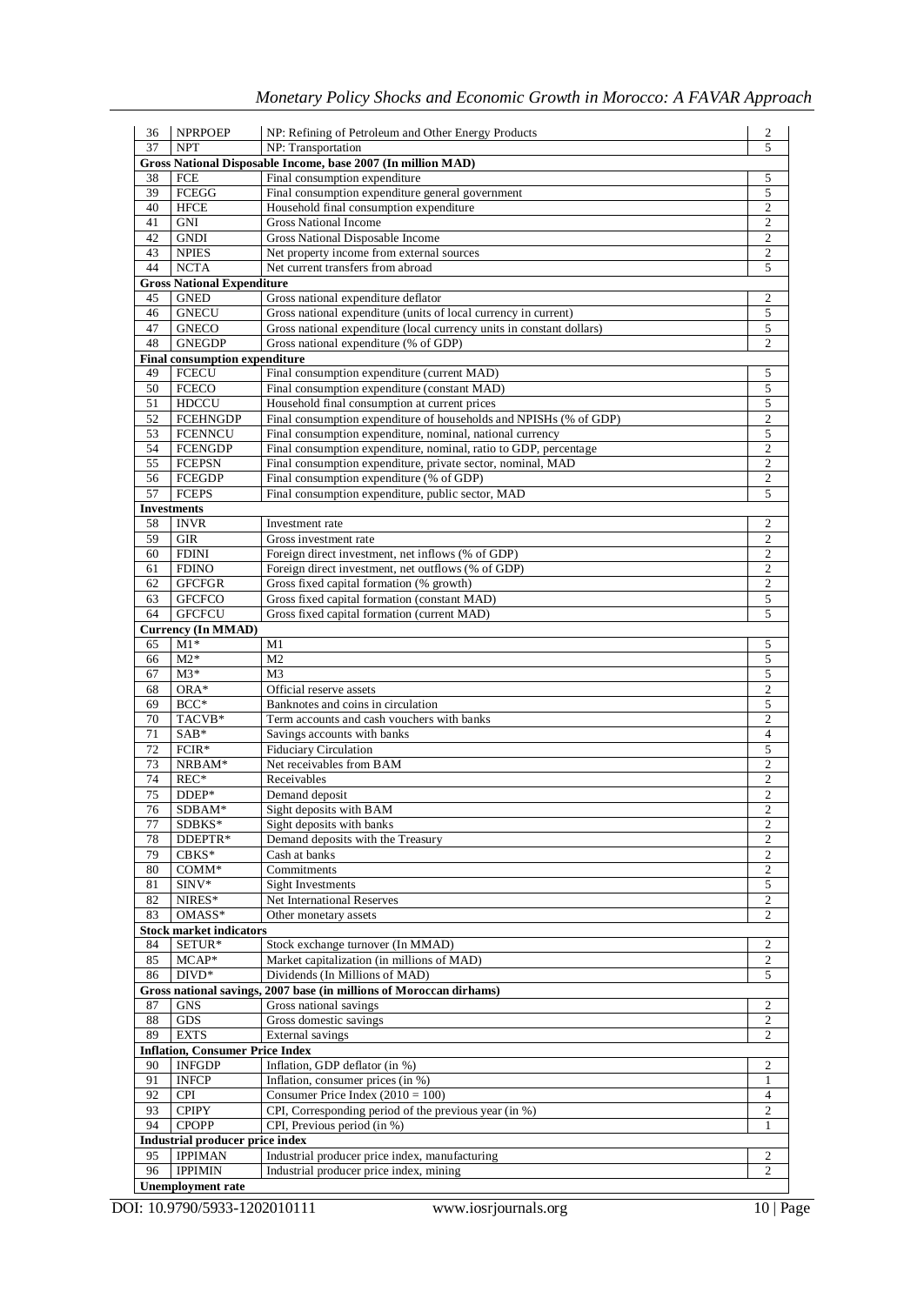| | | | |
|---|---|---|---|
| 36 | NPRPOEP | NP: Refining of Petroleum and Other Energy Products | 2 |
| 37 | NPT | NP: Transportation | 5 |
| **Gross National Disposable Income, base 2007 (In million MAD)** | | | |
| 38 | FCE | Final consumption expenditure | 5 |
| 39 | FCEGG | Final consumption expenditure general government | 5 |
| 40 | HFCE | Household final consumption expenditure | 2 |
| 41 | GNI | Gross National Income | 2 |
| 42 | GNDI | Gross National Disposable Income | 2 |
| 43 | NPIES | Net property income from external sources | 2 |
| 44 | NCTA | Net current transfers from abroad | 5 |
| **Gross National Expenditure** | | | |
| 45 | GNED | Gross national expenditure deflator | 2 |
| 46 | GNECU | Gross national expenditure (units of local currency in current) | 5 |
| 47 | GNECO | Gross national expenditure (local currency units in constant dollars) | 5 |
| 48 | GNEGDP | Gross national expenditure (% of GDP) | 2 |
| **Final consumption expenditure** | | | |
| 49 | FCECU | Final consumption expenditure (current MAD) | 5 |
| 50 | FCECO | Final consumption expenditure (constant MAD) | 5 |
| 51 | HDCCU | Household final consumption at current prices | 5 |
| 52 | FCEHNGDP | Final consumption expenditure of households and NPISHs (% of GDP) | 2 |
| 53 | FCENNCU | Final consumption expenditure, nominal, national currency | 5 |
| 54 | FCENGDP | Final consumption expenditure, nominal, ratio to GDP, percentage | 2 |
| 55 | FCEPSN | Final consumption expenditure, private sector, nominal, MAD | 2 |
| 56 | FCEGDP | Final consumption expenditure (% of GDP) | 2 |
| 57 | FCEPS | Final consumption expenditure, public sector, MAD | 5 |
| **Investments** | | | |
| 58 | INVR | Investment rate | 2 |
| 59 | GIR | Gross investment rate | 2 |
| 60 | FDINI | Foreign direct investment, net inflows (% of GDP) | 2 |
| 61 | FDINO | Foreign direct investment, net outflows (% of GDP) | 2 |
| 62 | GFCFGR | Gross fixed capital formation (% growth) | 2 |
| 63 | GFCFCO | Gross fixed capital formation (constant MAD) | 5 |
| 64 | GFCFCU | Gross fixed capital formation (current MAD) | 5 |
| **Currency (In MMAD)** | | | |
| 65 | M1* | M1 | 5 |
| 66 | M2* | M2 | 5 |
| 67 | M3* | M3 | 5 |
| 68 | ORA* | Official reserve assets | 2 |
| 69 | BCC* | Banknotes and coins in circulation | 5 |
| 70 | TACVB* | Term accounts and cash vouchers with banks | 2 |
| 71 | SAB* | Savings accounts with banks | 4 |
| 72 | FCIR* | Fiduciary Circulation | 5 |
| 73 | NRBAM* | Net receivables from BAM | 2 |
| 74 | REC* | Receivables | 2 |
| 75 | DDEP* | Demand deposit | 2 |
| 76 | SDBAM* | Sight deposits with BAM | 2 |
| 77 | SDBKS* | Sight deposits with banks | 2 |
| 78 | DDEPTR* | Demand deposits with the Treasury | 2 |
| 79 | CBKS* | Cash at banks | 2 |
| 80 | COMM* | Commitments | 2 |
| 81 | SINV* | Sight Investments | 5 |
| 82 | NIRES* | Net International Reserves | 2 |
| 83 | OMASS* | Other monetary assets | 2 |
| **Stock market indicators** | | | |
| 84 | SETUR* | Stock exchange turnover (In MMAD) | 2 |
| 85 | MCAP* | Market capitalization (in millions of MAD) | 2 |
| 86 | DIVD* | Dividends (In Millions of MAD) | 5 |
| **Gross national savings, 2007 base (in millions of Moroccan dirhams)** | | | |
| 87 | GNS | Gross national savings | 2 |
| 88 | GDS | Gross domestic savings | 2 |
| 89 | EXTS | External savings | 2 |
| **Inflation, Consumer Price Index** | | | |
| 90 | INFGDP | Inflation, GDP deflator (in %) | 2 |
| 91 | INFCP | Inflation, consumer prices (in %) | 1 |
| 92 | CPI | Consumer Price Index (2010 = 100) | 4 |
| 93 | CPIPY | CPI, Corresponding period of the previous year (in %) | 2 |
| 94 | CPOPP | CPI, Previous period (in %) | 1 |
| **Industrial producer price index** | | | |
| 95 | IPPIMAN | Industrial producer price index, manufacturing | 2 |
| 96 | IPPIMIN | Industrial producer price index, mining | 2 |
| **Unemployment rate** | | | |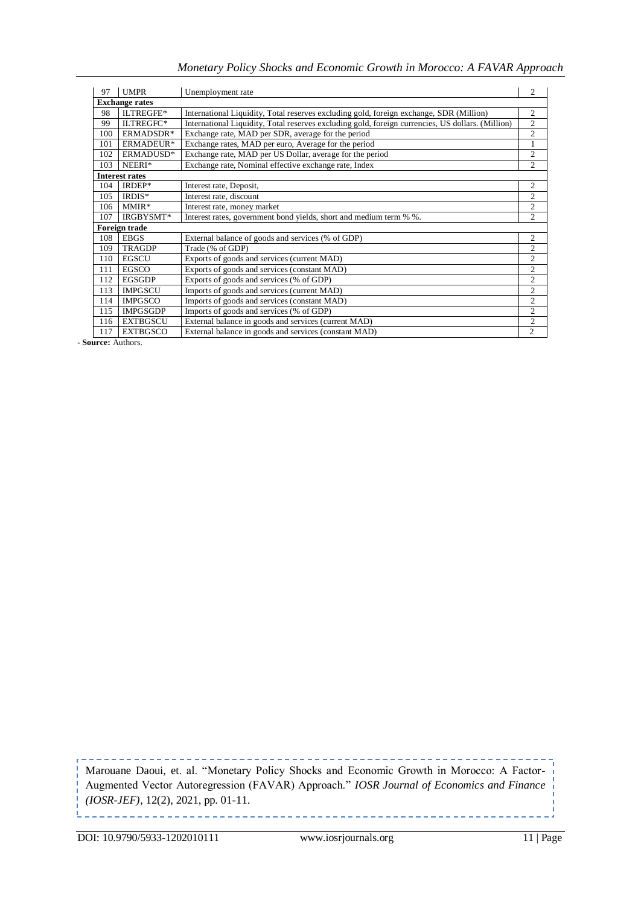| | | | |
|---|---|---|---|
| 97 | UMPR | Unemployment rate | 2 |
| **Exchange rates** | | | |
| 98 | ILTREGFE* | International Liquidity, Total reserves excluding gold, foreign exchange, SDR (Million) | 2 |
| 99 | ILTREGFC* | International Liquidity, Total reserves excluding gold, foreign currencies, US dollars. (Million) | 2 |
| 100 | ERMADSDR* | Exchange rate, MAD per SDR, average for the period | 2 |
| 101 | ERMADEUR* | Exchange rates, MAD per euro, Average for the period | 1 |
| 102 | ERMADUSD* | Exchange rate, MAD per US Dollar, average for the period | 2 |
| 103 | NEERI* | Exchange rate, Nominal effective exchange rate, Index | 2 |
| **Interest rates** | | | |
| 104 | IRDEP* | Interest rate, Deposit, | 2 |
| 105 | IRDIS* | Interest rate, discount | 2 |
| 106 | MMIR* | Interest rate, money market | 2 |
| 107 | IRGBYSMT* | Interest rates, government bond yields, short and medium term % %. | 2 |
| **Foreign trade** | | | |
| 108 | EBGS | External balance of goods and services (% of GDP) | 2 |
| 109 | TRAGDP | Trade (% of GDP) | 2 |
| 110 | EGSCU | Exports of goods and services (current MAD) | 2 |
| 111 | EGSCO | Exports of goods and services (constant MAD) | 2 |
| 112 | EGSGDP | Exports of goods and services (% of GDP) | 2 |
| 113 | IMPGSCU | Imports of goods and services (current MAD) | 2 |
| 114 | IMPGSCO | Imports of goods and services (constant MAD) | 2 |
| 115 | IMPGSGDP | Imports of goods and services (% of GDP) | 2 |
| 116 | EXTBGSCU | External balance in goods and services (current MAD) | 2 |
| 117 | EXTBGSCO | External balance in goods and services (constant MAD) | 2 |

**- Source:** Authors.

Marouane Daoui, et. al. "Monetary Policy Shocks and Economic Growth in Morocco: A Factor-Augmented Vector Autoregression (FAVAR) Approach." *IOSR Journal of Economics and Finance (IOSR-JEF)*, 12(2), 2021, pp. 01-11.